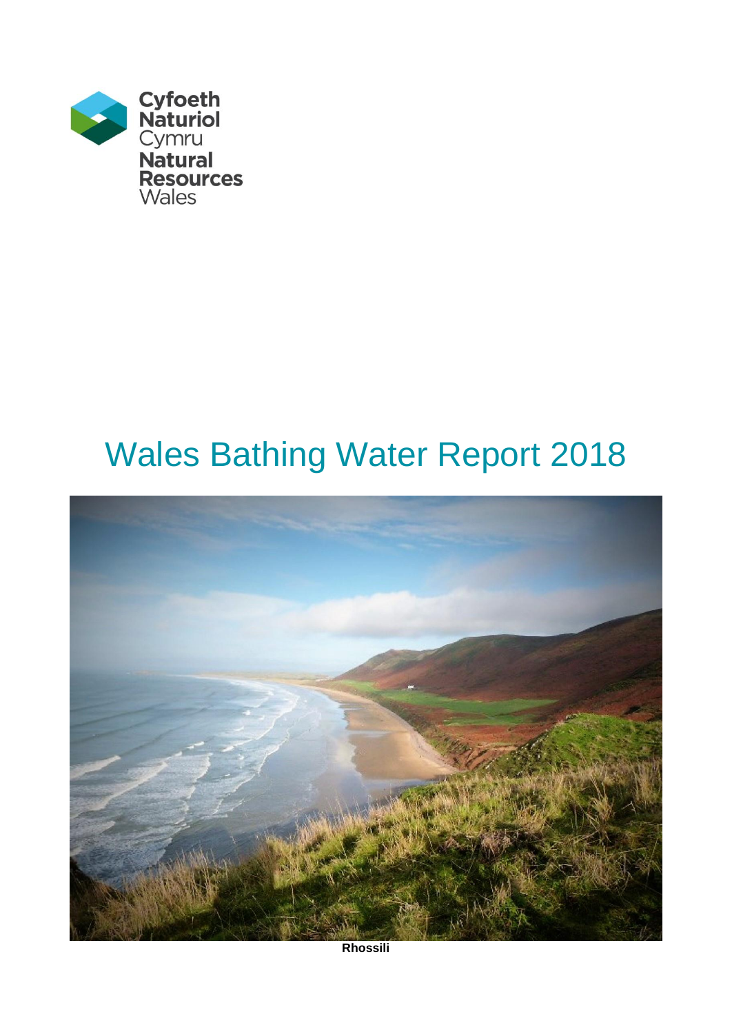Cyfoeth Naturiol Cymru
Natural Resources Wales

# Wales Bathing Water Report 2018

**Rhossili**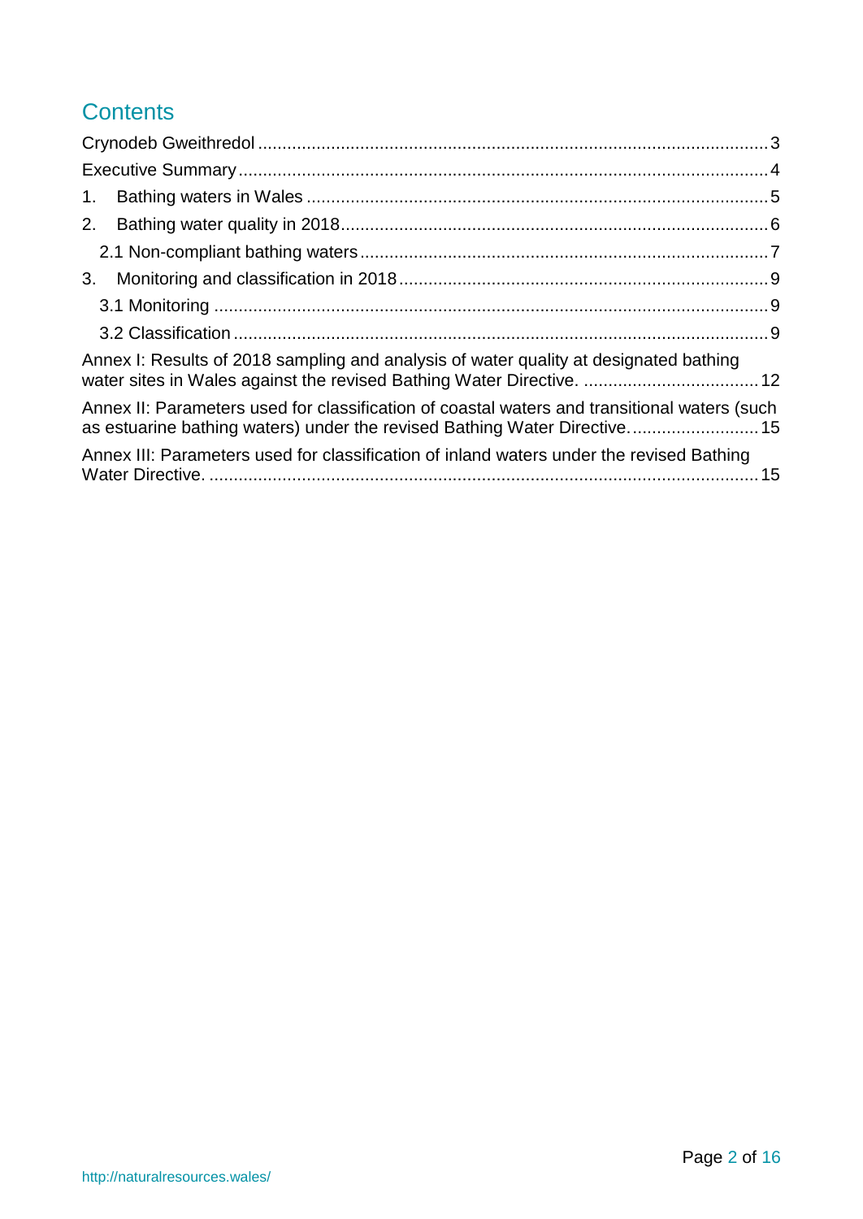# Contents

Crynodeb Gweithredol ........................................................ 3

Executive Summary ........................................................ 4

1. Bathing waters in Wales ........................................................ 5

2. Bathing water quality in 2018 ........................................................ 6

   2.1 Non-compliant bathing waters ........................................................ 7

3. Monitoring and classification in 2018 ........................................................ 9

   3.1 Monitoring ........................................................ 9

   3.2 Classification ........................................................ 9

Annex I: Results of 2018 sampling and analysis of water quality at designated bathing water sites in Wales against the revised Bathing Water Directive. ........................................................ 12

Annex II: Parameters used for classification of coastal waters and transitional waters (such as estuarine bathing waters) under the revised Bathing Water Directive. ........................................................ 15

Annex III: Parameters used for classification of inland waters under the revised Bathing Water Directive. ........................................................ 15

http://naturalresources.wales/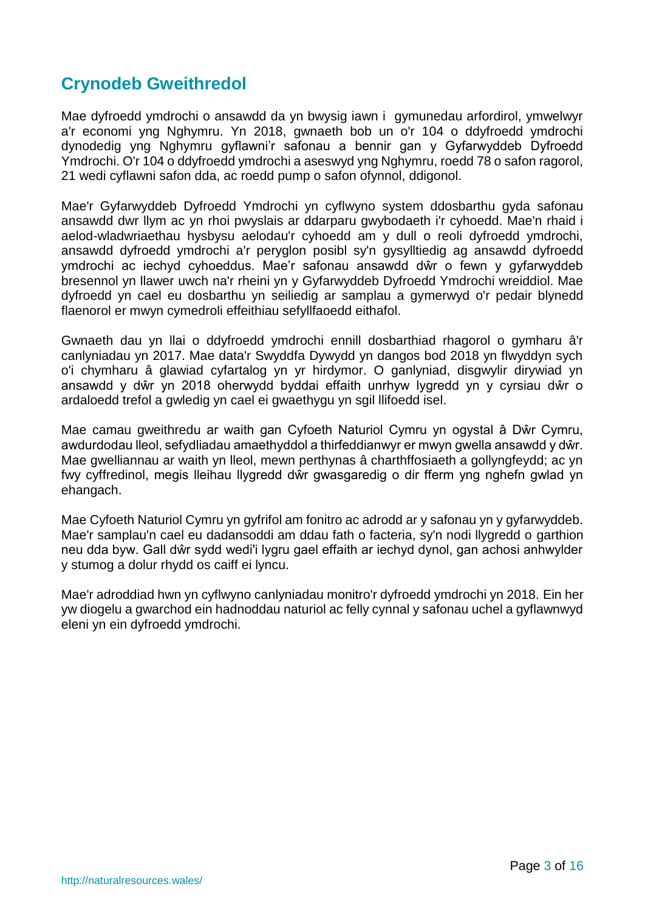## Crynodeb Gweithredol

Mae dyfroedd ymdrochi o ansawdd da yn bwysig iawn i gymunedau arfordirol, ymwelwyr a'r economi yng Nghymru. Yn 2018, gwnaeth bob un o'r 104 o ddyfroedd ymdrochi dynodedig yng Nghymru gyflawni'r safonau a bennir gan y Gyfarwyddeb Dyfroedd Ymdrochi. O'r 104 o ddyfroedd ymdrochi a aseswyd yng Nghymru, roedd 78 o safon ragorol, 21 wedi cyflawni safon dda, ac roedd pump o safon ofynnol, ddigonol.

Mae'r Gyfarwyddeb Dyfroedd Ymdrochi yn cyflwyno system ddosbarthu gyda safonau ansawdd dwr llym ac yn rhoi pwyslais ar ddarparu gwybodaeth i'r cyhoedd. Mae'n rhaid i aelod-wladwriaethau hysbysu aelodau'r cyhoedd am y dull o reoli dyfroedd ymdrochi, ansawdd dyfroedd ymdrochi a'r peryglon posibl sy'n gysylltiedig ag ansawdd dyfroedd ymdrochi ac iechyd cyhoeddus. Mae'r safonau ansawdd dŵr o fewn y gyfarwyddeb bresennol yn llawer uwch na'r rheini yn y Gyfarwyddeb Dyfroedd Ymdrochi wreiddiol. Mae dyfroedd yn cael eu dosbarthu yn seiliedig ar samplau a gymerwyd o'r pedair blynedd flaenorol er mwyn cymedroli effeithiau sefyllfaoedd eithafol.

Gwnaeth dau yn llai o ddyfroedd ymdrochi ennill dosbarthiad rhagorol o gymharu â'r canlyniadau yn 2017. Mae data'r Swyddfa Dywydd yn dangos bod 2018 yn flwyddyn sych o'i chymharu â glawiad cyfartalog yn yr hirdymor. O ganlyniad, disgwylir dirywiad yn ansawdd y dŵr yn 2018 oherwydd byddai effaith unrhyw lygredd yn y cyrsiau dŵr o ardaloedd trefol a gwledig yn cael ei gwaethygu yn sgil llifoedd isel.

Mae camau gweithredu ar waith gan Cyfoeth Naturiol Cymru yn ogystal â Dŵr Cymru, awdurdodau lleol, sefydliadau amaethyddol a thirfeddianwyr er mwyn gwella ansawdd y dŵr. Mae gwelliannau ar waith yn lleol, mewn perthynas â charthffosiaeth a gollyngfeydd; ac yn fwy cyffredinol, megis lleihau llygredd dŵr gwasgaredig o dir fferm yng nghefn gwlad yn ehangach.

Mae Cyfoeth Naturiol Cymru yn gyfrifol am fonitro ac adrodd ar y safonau yn y gyfarwyddeb. Mae'r samplau'n cael eu dadansoddi am ddau fath o facteria, sy'n nodi llygredd o garthion neu dda byw. Gall dŵr sydd wedi'i lygru gael effaith ar iechyd dynol, gan achosi anhwylder y stumog a dolur rhydd os caiff ei lyncu.

Mae'r adroddiad hwn yn cyflwyno canlyniadau monitro'r dyfroedd ymdrochi yn 2018. Ein her yw diogelu a gwarchod ein hadnoddau naturiol ac felly cynnal y safonau uchel a gyflawnwyd eleni yn ein dyfroedd ymdrochi.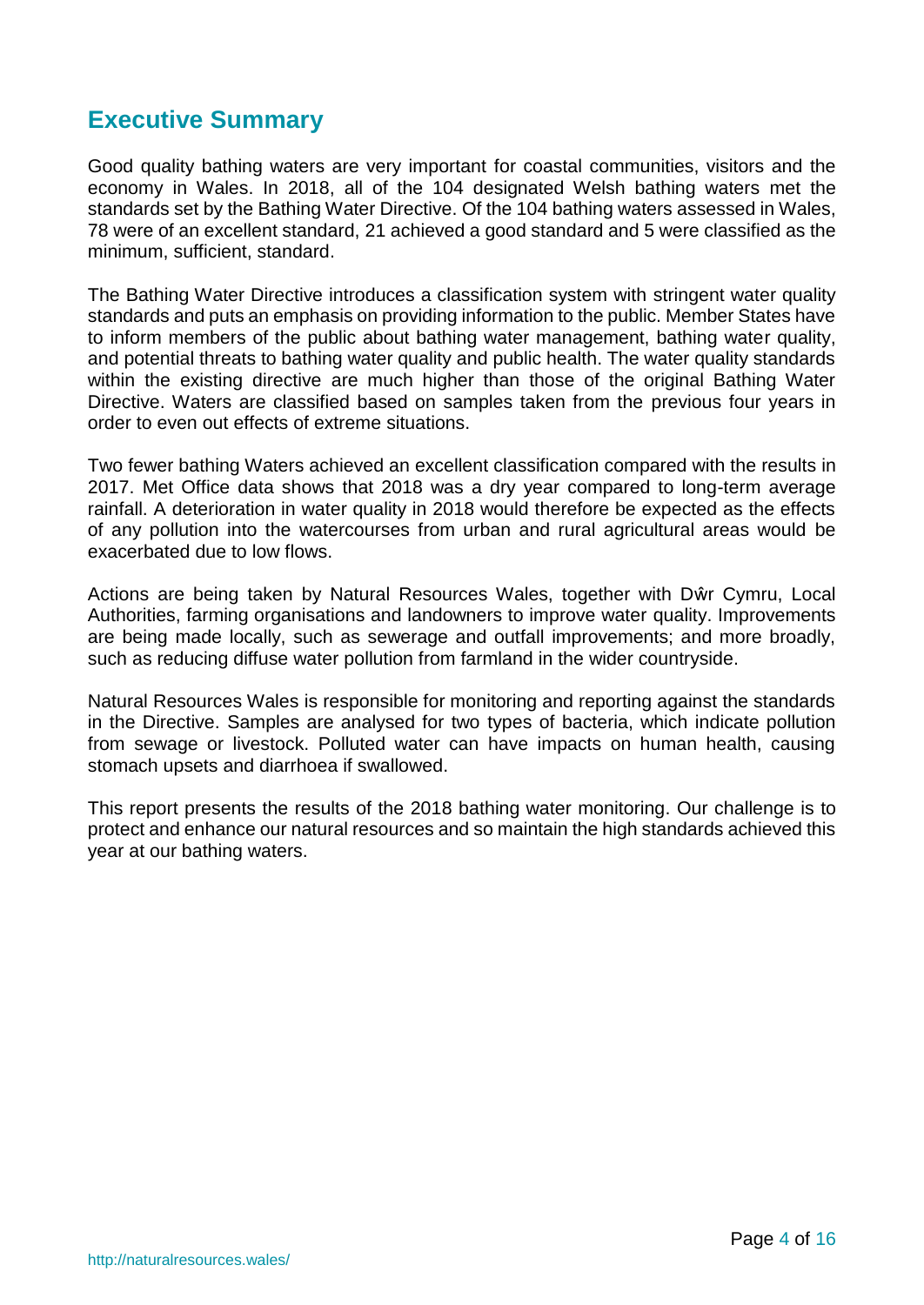## Executive Summary

Good quality bathing waters are very important for coastal communities, visitors and the economy in Wales. In 2018, all of the 104 designated Welsh bathing waters met the standards set by the Bathing Water Directive. Of the 104 bathing waters assessed in Wales, 78 were of an excellent standard, 21 achieved a good standard and 5 were classified as the minimum, sufficient, standard.

The Bathing Water Directive introduces a classification system with stringent water quality standards and puts an emphasis on providing information to the public. Member States have to inform members of the public about bathing water management, bathing water quality, and potential threats to bathing water quality and public health. The water quality standards within the existing directive are much higher than those of the original Bathing Water Directive. Waters are classified based on samples taken from the previous four years in order to even out effects of extreme situations.

Two fewer bathing Waters achieved an excellent classification compared with the results in 2017. Met Office data shows that 2018 was a dry year compared to long-term average rainfall. A deterioration in water quality in 2018 would therefore be expected as the effects of any pollution into the watercourses from urban and rural agricultural areas would be exacerbated due to low flows.

Actions are being taken by Natural Resources Wales, together with Dŵr Cymru, Local Authorities, farming organisations and landowners to improve water quality. Improvements are being made locally, such as sewerage and outfall improvements; and more broadly, such as reducing diffuse water pollution from farmland in the wider countryside.

Natural Resources Wales is responsible for monitoring and reporting against the standards in the Directive. Samples are analysed for two types of bacteria, which indicate pollution from sewage or livestock. Polluted water can have impacts on human health, causing stomach upsets and diarrhoea if swallowed.

This report presents the results of the 2018 bathing water monitoring. Our challenge is to protect and enhance our natural resources and so maintain the high standards achieved this year at our bathing waters.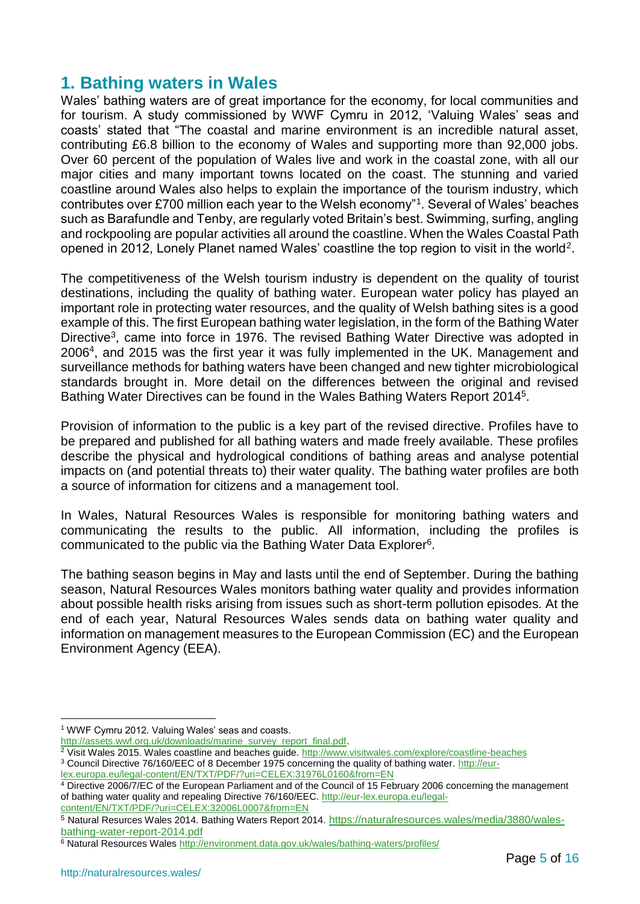## 1. Bathing waters in Wales

Wales' bathing waters are of great importance for the economy, for local communities and for tourism. A study commissioned by WWF Cymru in 2012, 'Valuing Wales' seas and coasts' stated that "The coastal and marine environment is an incredible natural asset, contributing £6.8 billion to the economy of Wales and supporting more than 92,000 jobs. Over 60 percent of the population of Wales live and work in the coastal zone, with all our major cities and many important towns located on the coast. The stunning and varied coastline around Wales also helps to explain the importance of the tourism industry, which contributes over £700 million each year to the Welsh economy"[1]. Several of Wales' beaches such as Barafundle and Tenby, are regularly voted Britain's best. Swimming, surfing, angling and rockpooling are popular activities all around the coastline. When the Wales Coastal Path opened in 2012, Lonely Planet named Wales' coastline the top region to visit in the world[2].

The competitiveness of the Welsh tourism industry is dependent on the quality of tourist destinations, including the quality of bathing water. European water policy has played an important role in protecting water resources, and the quality of Welsh bathing sites is a good example of this. The first European bathing water legislation, in the form of the Bathing Water Directive[3], came into force in 1976. The revised Bathing Water Directive was adopted in 2006[4], and 2015 was the first year it was fully implemented in the UK. Management and surveillance methods for bathing waters have been changed and new tighter microbiological standards brought in. More detail on the differences between the original and revised Bathing Water Directives can be found in the Wales Bathing Waters Report 2014[5].

Provision of information to the public is a key part of the revised directive. Profiles have to be prepared and published for all bathing waters and made freely available. These profiles describe the physical and hydrological conditions of bathing areas and analyse potential impacts on (and potential threats to) their water quality. The bathing water profiles are both a source of information for citizens and a management tool.

In Wales, Natural Resources Wales is responsible for monitoring bathing waters and communicating the results to the public. All information, including the profiles is communicated to the public via the Bathing Water Data Explorer[6].

The bathing season begins in May and lasts until the end of September. During the bathing season, Natural Resources Wales monitors bathing water quality and provides information about possible health risks arising from issues such as short-term pollution episodes. At the end of each year, Natural Resources Wales sends data on bathing water quality and information on management measures to the European Commission (EC) and the European Environment Agency (EEA).

---

[1] WWF Cymru 2012. Valuing Wales' seas and coasts. http://assets.wwf.org.uk/downloads/marine_survey_report_final.pdf.

[2] Visit Wales 2015. Wales coastline and beaches guide. http://www.visitwales.com/explore/coastline-beaches

[3] Council Directive 76/160/EEC of 8 December 1975 concerning the quality of bathing water. http://eur-lex.europa.eu/legal-content/EN/TXT/PDF/?uri=CELEX:31976L0160&from=EN

[4] Directive 2006/7/EC of the European Parliament and of the Council of 15 February 2006 concerning the management of bathing water quality and repealing Directive 76/160/EEC. http://eur-lex.europa.eu/legal-content/EN/TXT/PDF/?uri=CELEX:32006L0007&from=EN

[5] Natural Resources Wales 2014. Bathing Waters Report 2014. https://naturalresources.wales/media/3880/wales-bathing-water-report-2014.pdf

[6] Natural Resources Wales http://environment.data.gov.uk/wales/bathing-waters/profiles/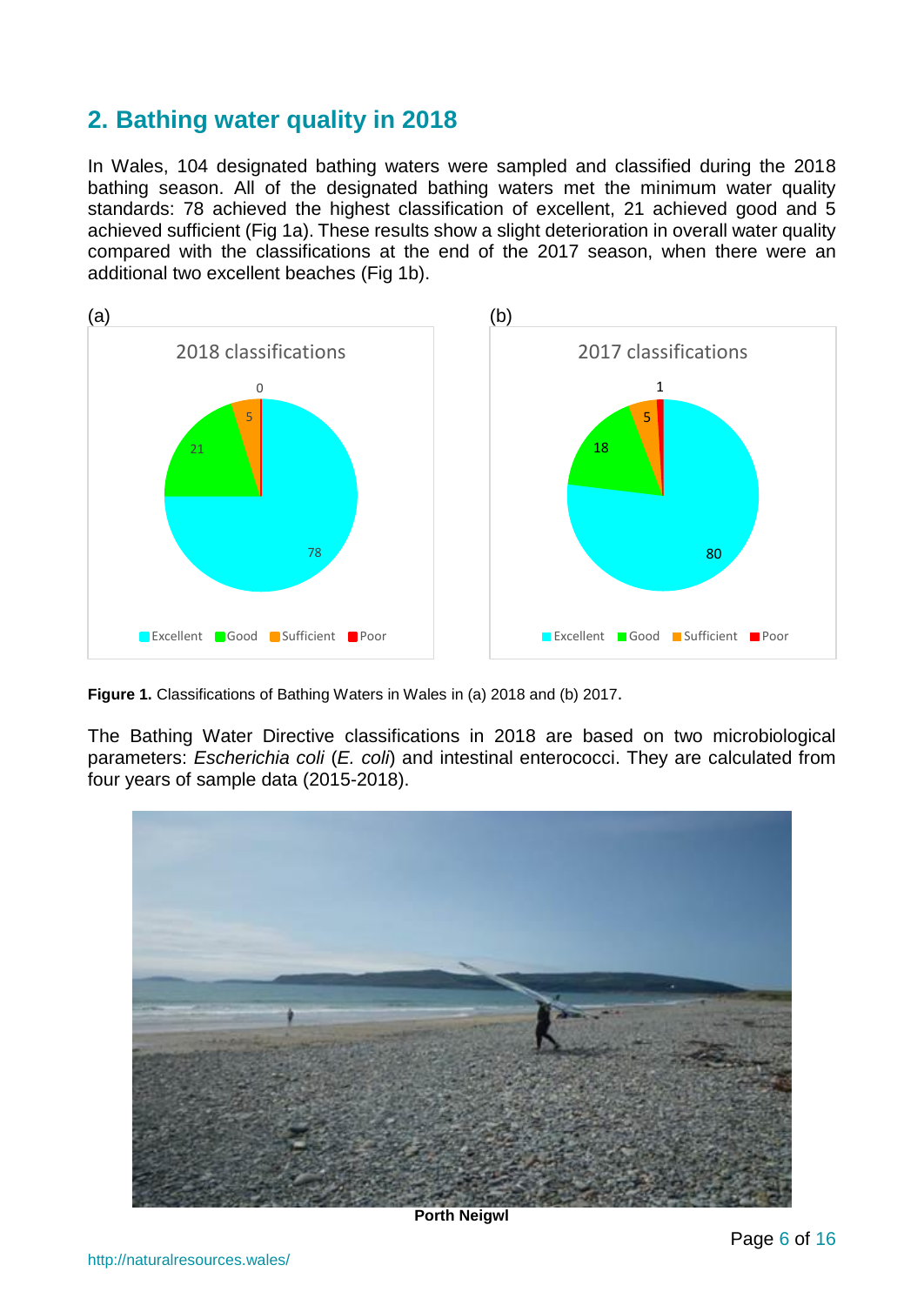## 2. Bathing water quality in 2018

In Wales, 104 designated bathing waters were sampled and classified during the 2018 bathing season. All of the designated bathing waters met the minimum water quality standards: 78 achieved the highest classification of excellent, 21 achieved good and 5 achieved sufficient (Fig 1a). These results show a slight deterioration in overall water quality compared with the classifications at the end of the 2017 season, when there were an additional two excellent beaches (Fig 1b).

(a)

2018 classifications

| Classification | Count |
|---|---|
| Excellent | 78 |
| Good | 21 |
| Sufficient | 5 |
| Poor | 0 |

(b)

2017 classifications

| Classification | Count |
|---|---|
| Excellent | 80 |
| Good | 18 |
| Sufficient | 5 |
| Poor | 1 |

**Figure 1.** Classifications of Bathing Waters in Wales in (a) 2018 and (b) 2017.

The Bathing Water Directive classifications in 2018 are based on two microbiological parameters: *Escherichia coli* (*E. coli*) and intestinal enterococci. They are calculated from four years of sample data (2015-2018).

**Porth Neigwl**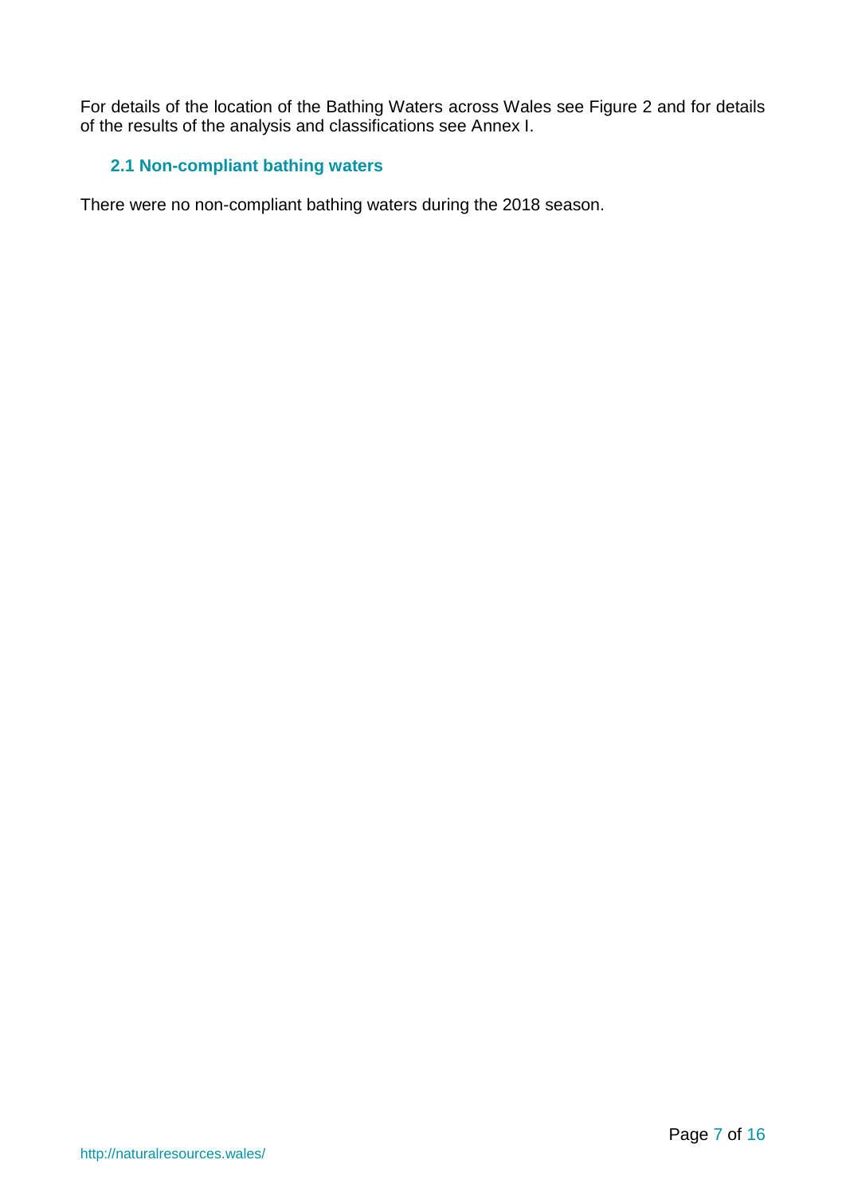For details of the location of the Bathing Waters across Wales see Figure 2 and for details of the results of the analysis and classifications see Annex I.

### 2.1 Non-compliant bathing waters

There were no non-compliant bathing waters during the 2018 season.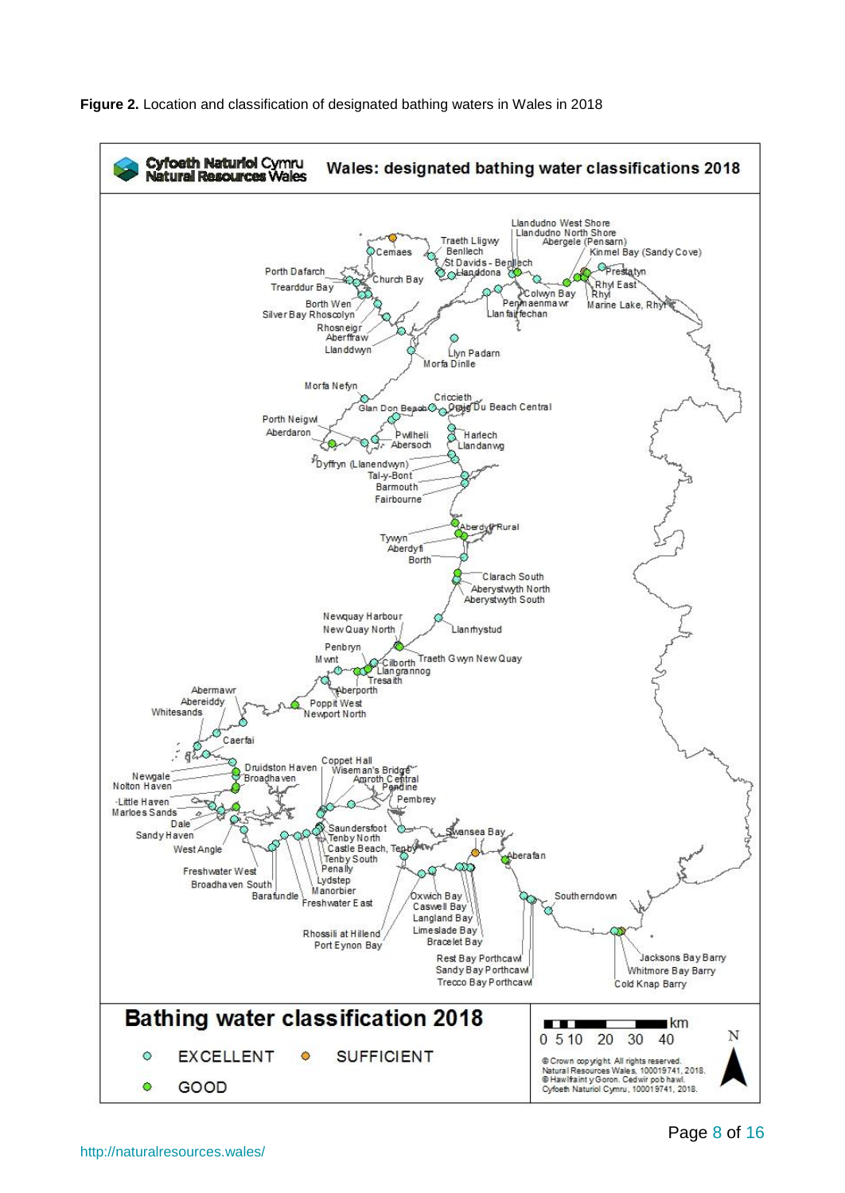**Figure 2.** Location and classification of designated bathing waters in Wales in 2018

Cyfoeth Naturiol Cymru
Natural Resources Wales

Wales: designated bathing water classifications 2018

Llandudno West Shore, Llandudno North Shore, Abergele (Pensarn), Kinmel Bay (Sandy Cove), Prestatyn, Rhyl East, Rhyl, Marine Lake, Rhyl, Colwyn Bay, Penmaenmawr, Llanfairfechan, Traeth Lligwy, Benllech, St Davids - Benllech, Llanddona, Cemaes, Church Bay, Porth Dafarch, Trearddur Bay, Borth Wen, Silver Bay Rhoscolyn, Rhosneigr, Aberffraw, Llanddwyn, Llyn Padarn, Morfa Dinlle, Morfa Nefyn, Criccieth, Glan Don Beach, Craig Du Beach Central, Porth Neigwl, Aberdaron, Pwllheli, Abersoch, Harlech, Llandanwg, Dyffryn (Llanendwyn), Tal-y-Bont, Barmouth, Fairbourne, Aberdyfi Rural, Tywyn, Aberdyfi, Borth, Clarach South, Aberystwyth North, Aberystwyth South, Newquay Harbour, New Quay North, Llanrhystud, Penbryn, Mwnt, Cilborth, Traeth Gwyn New Quay, Llangrannog, Tresaith, Aberporth, Abermawr, Abereiddy, Whitesands, Poppit West, Newport North, Caerfai, Newgale, Nolton Haven, Druidston Haven, Broadhaven, Coppet Hall, Wiseman's Bridge, Amroth Central, Pendine, Pembrey, Little Haven, Marloes Sands, Dale, Sandy Haven, West Angle, Saundersfoot, Tenby North, Castle Beach, Tenby, Tenby South, Penally, Lydstep, Manorbier, Freshwater West, Broadhaven South, Barafundle, Freshwater East, Swansea Bay, Aberafan, Oxwich Bay, Caswell Bay, Langland Bay, Limeslade Bay, Bracelet Bay, Rhossili at Hillend, Port Eynon Bay, Southerndown, Rest Bay Porthcawl, Sandy Bay Porthcawl, Trecco Bay Porthcawl, Jacksons Bay Barry, Whitmore Bay Barry, Cold Knap Barry

**Bathing water classification 2018**

- EXCELLENT
- SUFFICIENT
- GOOD

km 0 5 10 20 30 40

N

© Crown copyright. All rights reserved. Natural Resources Wales, 100019741, 2018.
© Hawlfraint y Goron. Cedwir pob hawl. Cyfoeth Naturiol Cymru, 100019741, 2018.

http://naturalresources.wales/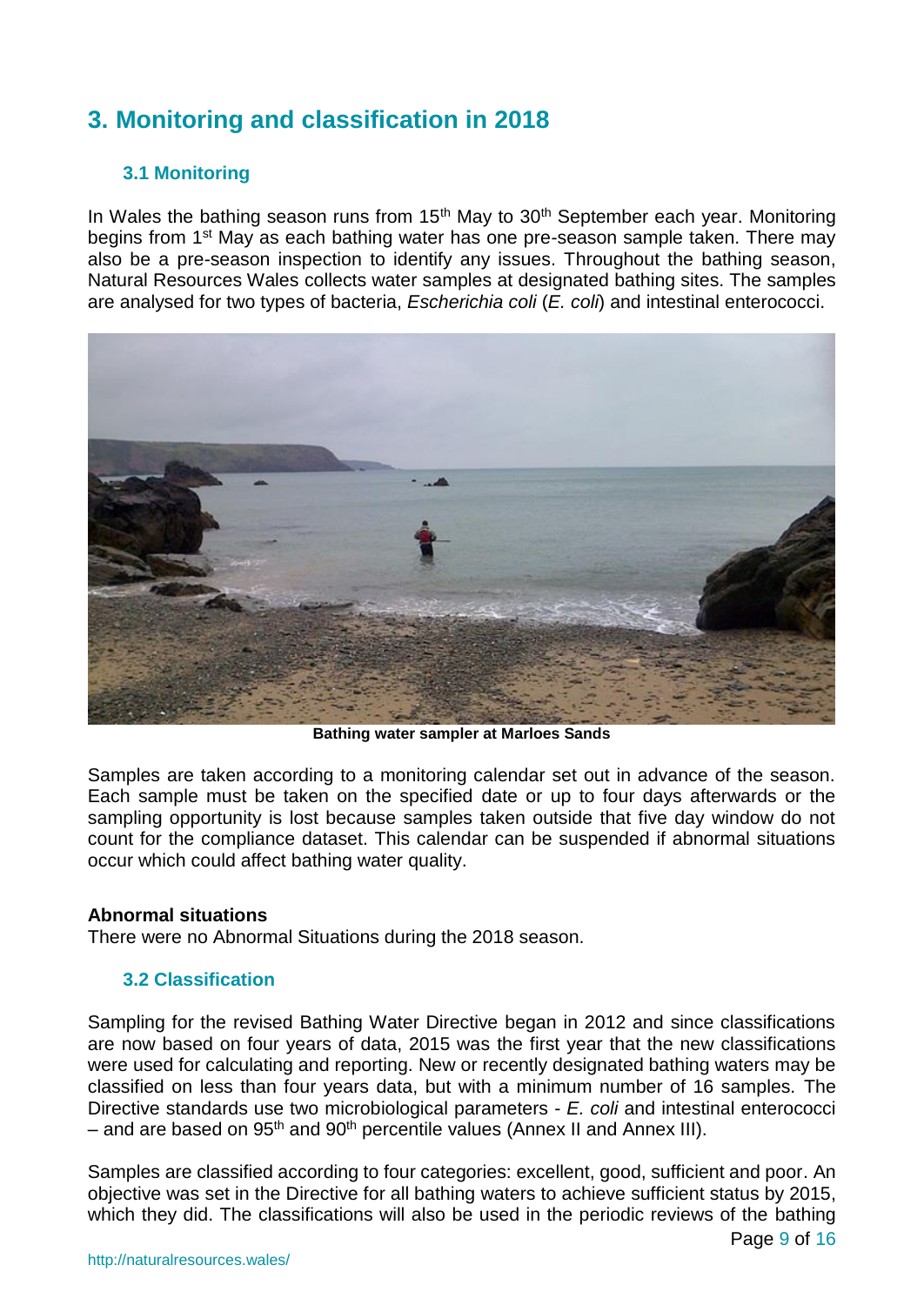# 3. Monitoring and classification in 2018

## 3.1 Monitoring

In Wales the bathing season runs from 15th May to 30th September each year. Monitoring begins from 1st May as each bathing water has one pre-season sample taken. There may also be a pre-season inspection to identify any issues. Throughout the bathing season, Natural Resources Wales collects water samples at designated bathing sites. The samples are analysed for two types of bacteria, *Escherichia coli* (*E. coli*) and intestinal enterococci.

**Bathing water sampler at Marloes Sands**

Samples are taken according to a monitoring calendar set out in advance of the season. Each sample must be taken on the specified date or up to four days afterwards or the sampling opportunity is lost because samples taken outside that five day window do not count for the compliance dataset. This calendar can be suspended if abnormal situations occur which could affect bathing water quality.

**Abnormal situations**

There were no Abnormal Situations during the 2018 season.

## 3.2 Classification

Sampling for the revised Bathing Water Directive began in 2012 and since classifications are now based on four years of data, 2015 was the first year that the new classifications were used for calculating and reporting. New or recently designated bathing waters may be classified on less than four years data, but with a minimum number of 16 samples. The Directive standards use two microbiological parameters - *E. coli* and intestinal enterococci – and are based on 95th and 90th percentile values (Annex II and Annex III).

Samples are classified according to four categories: excellent, good, sufficient and poor. An objective was set in the Directive for all bathing waters to achieve sufficient status by 2015, which they did. The classifications will also be used in the periodic reviews of the bathing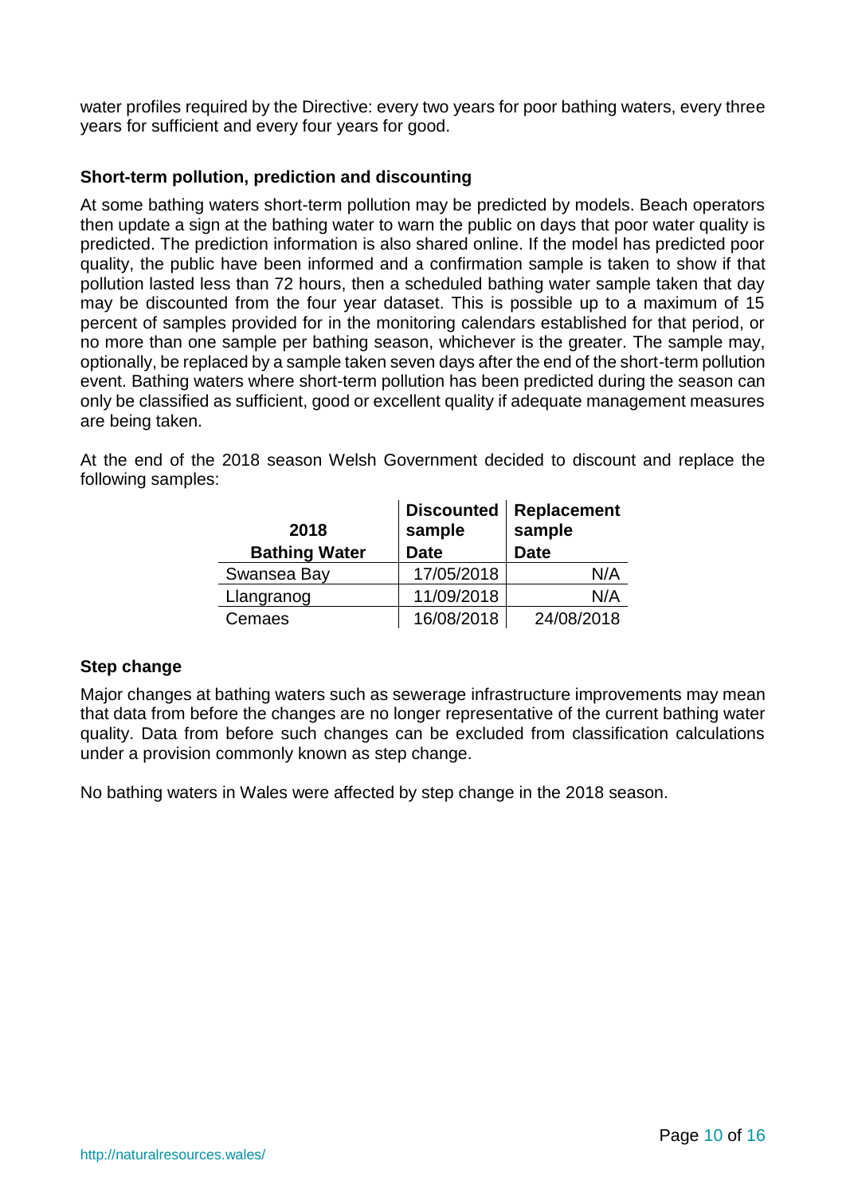water profiles required by the Directive: every two years for poor bathing waters, every three years for sufficient and every four years for good.

### Short-term pollution, prediction and discounting

At some bathing waters short-term pollution may be predicted by models. Beach operators then update a sign at the bathing water to warn the public on days that poor water quality is predicted. The prediction information is also shared online. If the model has predicted poor quality, the public have been informed and a confirmation sample is taken to show if that pollution lasted less than 72 hours, then a scheduled bathing water sample taken that day may be discounted from the four year dataset. This is possible up to a maximum of 15 percent of samples provided for in the monitoring calendars established for that period, or no more than one sample per bathing season, whichever is the greater. The sample may, optionally, be replaced by a sample taken seven days after the end of the short-term pollution event. Bathing waters where short-term pollution has been predicted during the season can only be classified as sufficient, good or excellent quality if adequate management measures are being taken.

At the end of the 2018 season Welsh Government decided to discount and replace the following samples:

| 2018 Bathing Water | Discounted sample Date | Replacement sample Date |
|---|---|---|
| Swansea Bay | 17/05/2018 | N/A |
| Llangranog | 11/09/2018 | N/A |
| Cemaes | 16/08/2018 | 24/08/2018 |

### Step change

Major changes at bathing waters such as sewerage infrastructure improvements may mean that data from before the changes are no longer representative of the current bathing water quality. Data from before such changes can be excluded from classification calculations under a provision commonly known as step change.

No bathing waters in Wales were affected by step change in the 2018 season.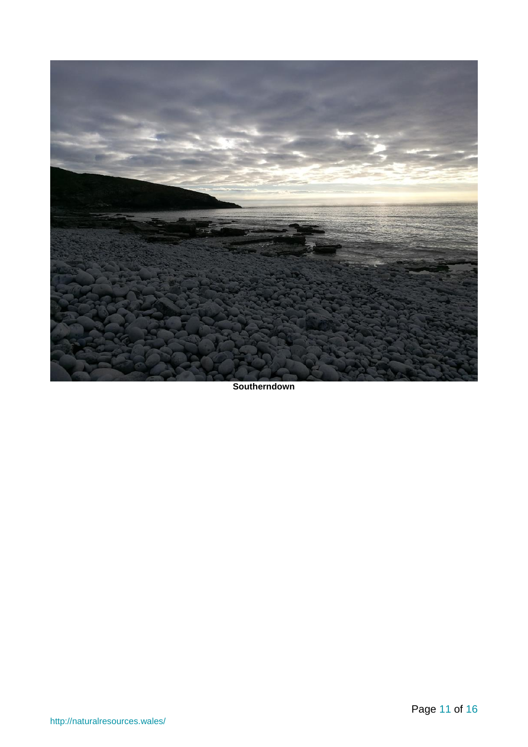**Southerndown**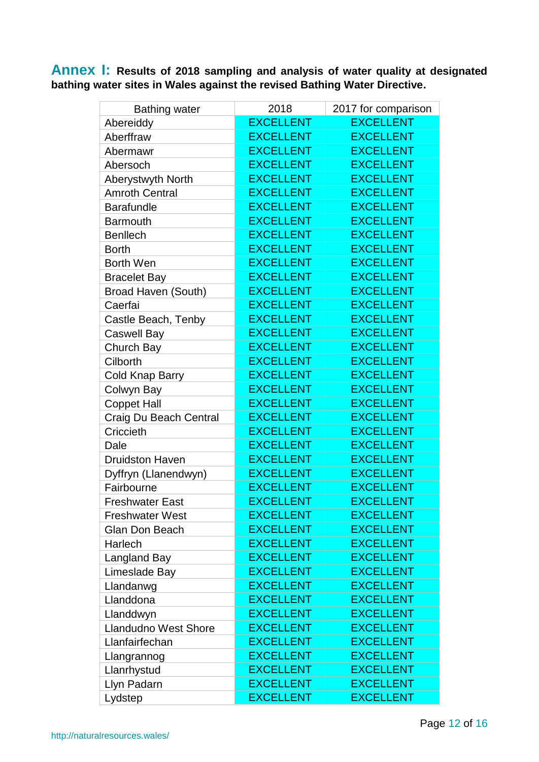**Annex I:** **Results of 2018 sampling and analysis of water quality at designated bathing water sites in Wales against the revised Bathing Water Directive.**

| Bathing water | 2018 | 2017 for comparison |
|---|---|---|
| Abereiddy | EXCELLENT | EXCELLENT |
| Aberffraw | EXCELLENT | EXCELLENT |
| Abermawr | EXCELLENT | EXCELLENT |
| Abersoch | EXCELLENT | EXCELLENT |
| Aberystwyth North | EXCELLENT | EXCELLENT |
| Amroth Central | EXCELLENT | EXCELLENT |
| Barafundle | EXCELLENT | EXCELLENT |
| Barmouth | EXCELLENT | EXCELLENT |
| Benllech | EXCELLENT | EXCELLENT |
| Borth | EXCELLENT | EXCELLENT |
| Borth Wen | EXCELLENT | EXCELLENT |
| Bracelet Bay | EXCELLENT | EXCELLENT |
| Broad Haven (South) | EXCELLENT | EXCELLENT |
| Caerfai | EXCELLENT | EXCELLENT |
| Castle Beach, Tenby | EXCELLENT | EXCELLENT |
| Caswell Bay | EXCELLENT | EXCELLENT |
| Church Bay | EXCELLENT | EXCELLENT |
| Cilborth | EXCELLENT | EXCELLENT |
| Cold Knap Barry | EXCELLENT | EXCELLENT |
| Colwyn Bay | EXCELLENT | EXCELLENT |
| Coppet Hall | EXCELLENT | EXCELLENT |
| Craig Du Beach Central | EXCELLENT | EXCELLENT |
| Criccieth | EXCELLENT | EXCELLENT |
| Dale | EXCELLENT | EXCELLENT |
| Druidston Haven | EXCELLENT | EXCELLENT |
| Dyffryn (Llanendwyn) | EXCELLENT | EXCELLENT |
| Fairbourne | EXCELLENT | EXCELLENT |
| Freshwater East | EXCELLENT | EXCELLENT |
| Freshwater West | EXCELLENT | EXCELLENT |
| Glan Don Beach | EXCELLENT | EXCELLENT |
| Harlech | EXCELLENT | EXCELLENT |
| Langland Bay | EXCELLENT | EXCELLENT |
| Limeslade Bay | EXCELLENT | EXCELLENT |
| Llandanwg | EXCELLENT | EXCELLENT |
| Llanddona | EXCELLENT | EXCELLENT |
| Llanddwyn | EXCELLENT | EXCELLENT |
| Llandudno West Shore | EXCELLENT | EXCELLENT |
| Llanfairfechan | EXCELLENT | EXCELLENT |
| Llangrannog | EXCELLENT | EXCELLENT |
| Llanrhystud | EXCELLENT | EXCELLENT |
| Llyn Padarn | EXCELLENT | EXCELLENT |
| Lydstep | EXCELLENT | EXCELLENT |

http://naturalresources.wales/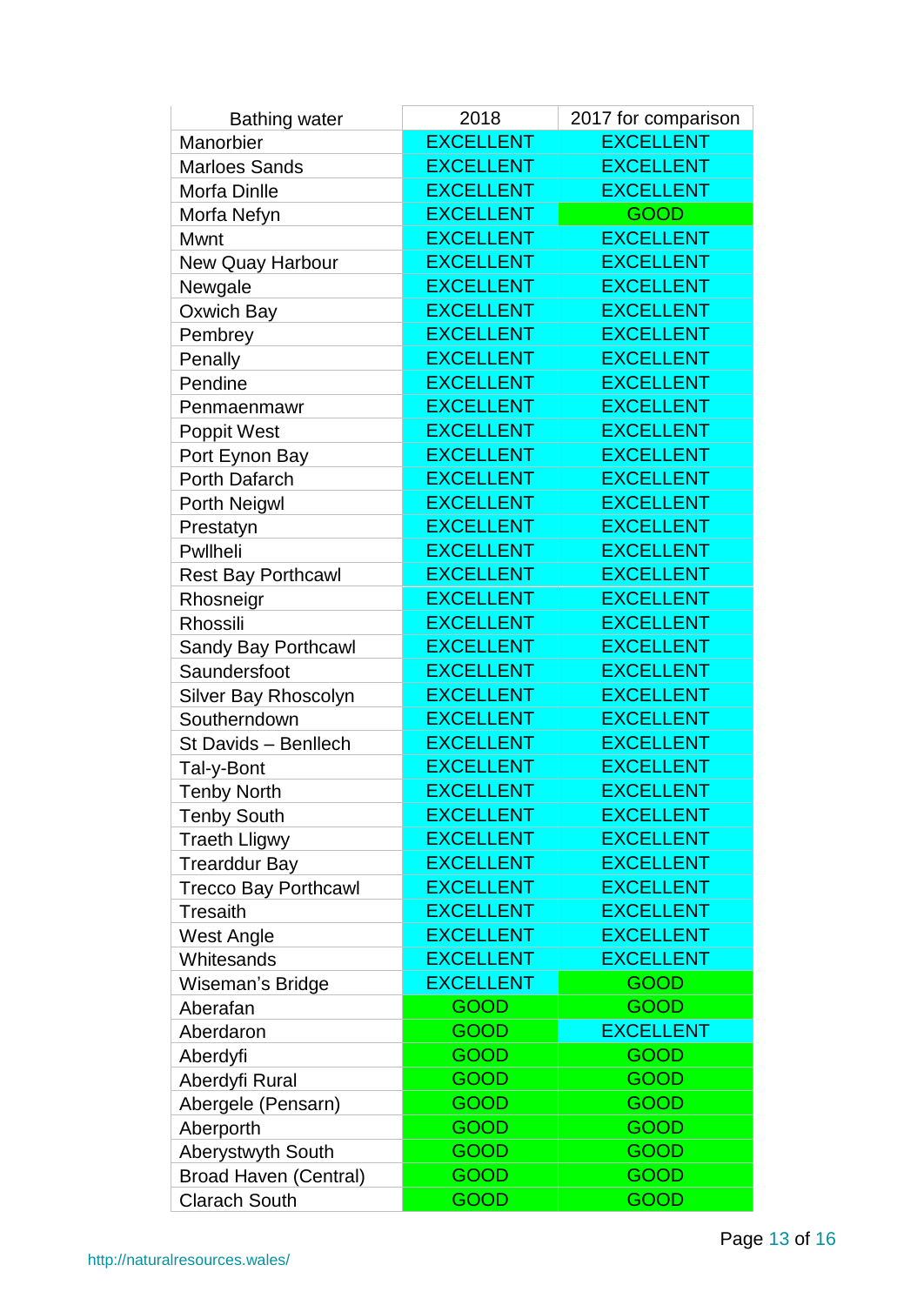| Bathing water | 2018 | 2017 for comparison |
|---|---|---|
| Manorbier | EXCELLENT | EXCELLENT |
| Marloes Sands | EXCELLENT | EXCELLENT |
| Morfa Dinlle | EXCELLENT | EXCELLENT |
| Morfa Nefyn | EXCELLENT | GOOD |
| Mwnt | EXCELLENT | EXCELLENT |
| New Quay Harbour | EXCELLENT | EXCELLENT |
| Newgale | EXCELLENT | EXCELLENT |
| Oxwich Bay | EXCELLENT | EXCELLENT |
| Pembrey | EXCELLENT | EXCELLENT |
| Penally | EXCELLENT | EXCELLENT |
| Pendine | EXCELLENT | EXCELLENT |
| Penmaenmawr | EXCELLENT | EXCELLENT |
| Poppit West | EXCELLENT | EXCELLENT |
| Port Eynon Bay | EXCELLENT | EXCELLENT |
| Porth Dafarch | EXCELLENT | EXCELLENT |
| Porth Neigwl | EXCELLENT | EXCELLENT |
| Prestatyn | EXCELLENT | EXCELLENT |
| Pwllheli | EXCELLENT | EXCELLENT |
| Rest Bay Porthcawl | EXCELLENT | EXCELLENT |
| Rhosneigr | EXCELLENT | EXCELLENT |
| Rhossili | EXCELLENT | EXCELLENT |
| Sandy Bay Porthcawl | EXCELLENT | EXCELLENT |
| Saundersfoot | EXCELLENT | EXCELLENT |
| Silver Bay Rhoscolyn | EXCELLENT | EXCELLENT |
| Southerndown | EXCELLENT | EXCELLENT |
| St Davids – Benllech | EXCELLENT | EXCELLENT |
| Tal-y-Bont | EXCELLENT | EXCELLENT |
| Tenby North | EXCELLENT | EXCELLENT |
| Tenby South | EXCELLENT | EXCELLENT |
| Traeth Lligwy | EXCELLENT | EXCELLENT |
| Trearddur Bay | EXCELLENT | EXCELLENT |
| Trecco Bay Porthcawl | EXCELLENT | EXCELLENT |
| Tresaith | EXCELLENT | EXCELLENT |
| West Angle | EXCELLENT | EXCELLENT |
| Whitesands | EXCELLENT | EXCELLENT |
| Wiseman's Bridge | EXCELLENT | GOOD |
| Aberafan | GOOD | GOOD |
| Aberdaron | GOOD | EXCELLENT |
| Aberdyfi | GOOD | GOOD |
| Aberdyfi Rural | GOOD | GOOD |
| Abergele (Pensarn) | GOOD | GOOD |
| Aberporth | GOOD | GOOD |
| Aberystwyth South | GOOD | GOOD |
| Broad Haven (Central) | GOOD | GOOD |
| Clarach South | GOOD | GOOD |

http://naturalresources.wales/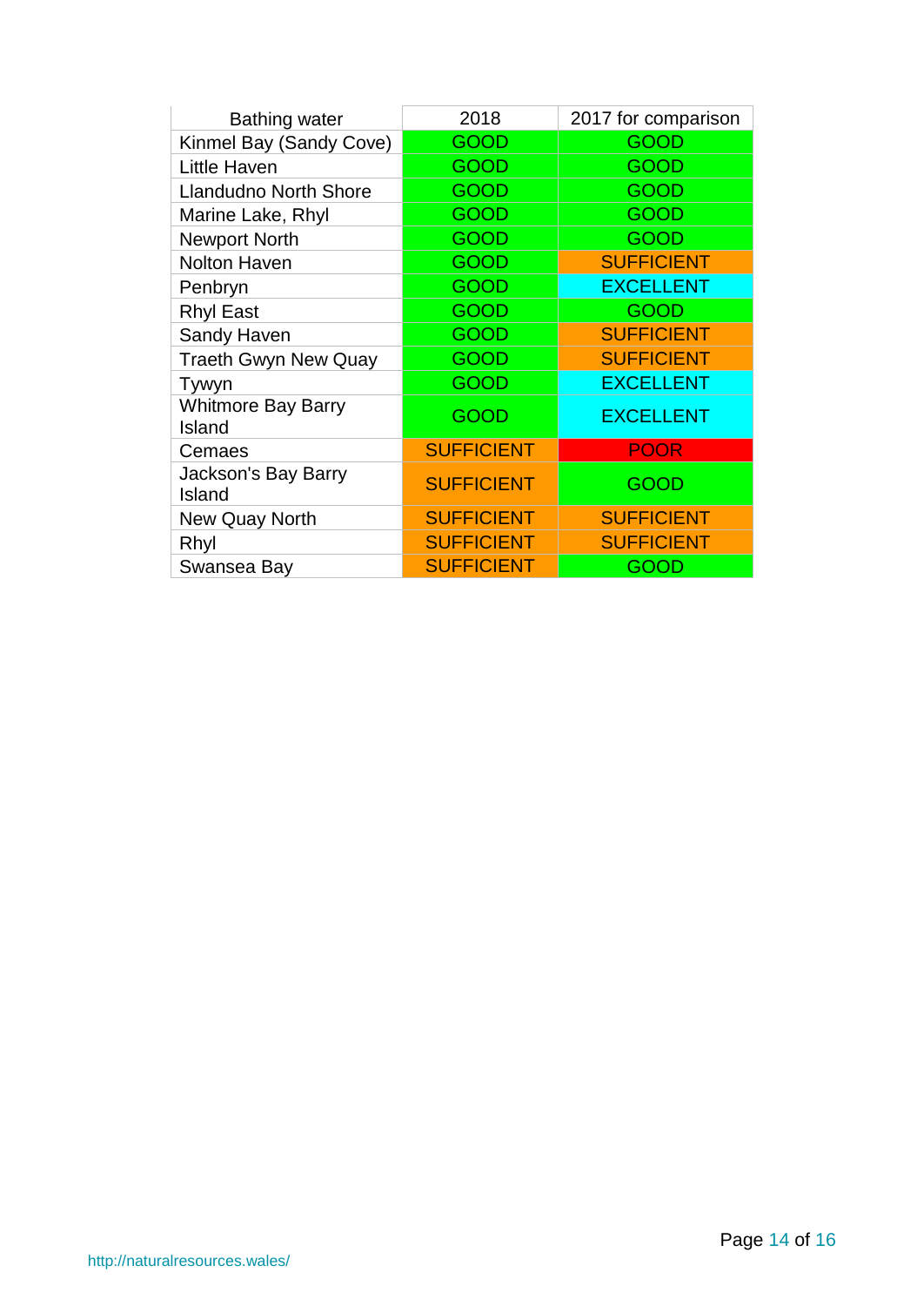| Bathing water | 2018 | 2017 for comparison |
|---|---|---|
| Kinmel Bay (Sandy Cove) | GOOD | GOOD |
| Little Haven | GOOD | GOOD |
| Llandudno North Shore | GOOD | GOOD |
| Marine Lake, Rhyl | GOOD | GOOD |
| Newport North | GOOD | GOOD |
| Nolton Haven | GOOD | SUFFICIENT |
| Penbryn | GOOD | EXCELLENT |
| Rhyl East | GOOD | GOOD |
| Sandy Haven | GOOD | SUFFICIENT |
| Traeth Gwyn New Quay | GOOD | SUFFICIENT |
| Tywyn | GOOD | EXCELLENT |
| Whitmore Bay Barry Island | GOOD | EXCELLENT |
| Cemaes | SUFFICIENT | POOR |
| Jackson's Bay Barry Island | SUFFICIENT | GOOD |
| New Quay North | SUFFICIENT | SUFFICIENT |
| Rhyl | SUFFICIENT | SUFFICIENT |
| Swansea Bay | SUFFICIENT | GOOD |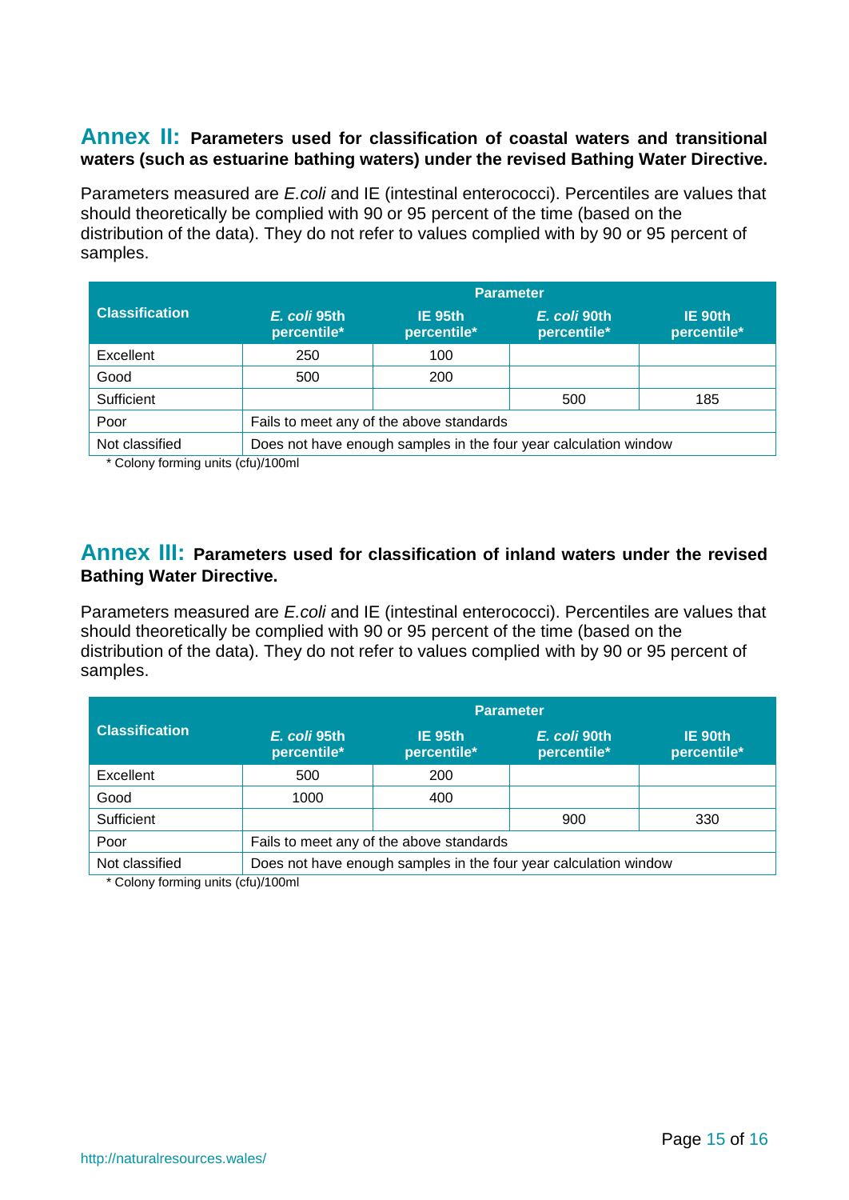## Annex II: Parameters used for classification of coastal waters and transitional waters (such as estuarine bathing waters) under the revised Bathing Water Directive.

Parameters measured are *E.coli* and IE (intestinal enterococci). Percentiles are values that should theoretically be complied with 90 or 95 percent of the time (based on the distribution of the data). They do not refer to values complied with by 90 or 95 percent of samples.

| Classification | Parameter | | | |
|---|---|---|---|---|
| | *E. coli* 95th percentile* | IE 95th percentile* | *E. coli* 90th percentile* | IE 90th percentile* |
| Excellent | 250 | 100 | | |
| Good | 500 | 200 | | |
| Sufficient | | | 500 | 185 |
| Poor | Fails to meet any of the above standards | | | |
| Not classified | Does not have enough samples in the four year calculation window | | | |

\* Colony forming units (cfu)/100ml

## Annex III: Parameters used for classification of inland waters under the revised Bathing Water Directive.

Parameters measured are *E.coli* and IE (intestinal enterococci). Percentiles are values that should theoretically be complied with 90 or 95 percent of the time (based on the distribution of the data). They do not refer to values complied with by 90 or 95 percent of samples.

| Classification | Parameter | | | |
|---|---|---|---|---|
| | *E. coli* 95th percentile* | IE 95th percentile* | *E. coli* 90th percentile* | IE 90th percentile* |
| Excellent | 500 | 200 | | |
| Good | 1000 | 400 | | |
| Sufficient | | | 900 | 330 |
| Poor | Fails to meet any of the above standards | | | |
| Not classified | Does not have enough samples in the four year calculation window | | | |

\* Colony forming units (cfu)/100ml

http://naturalresources.wales/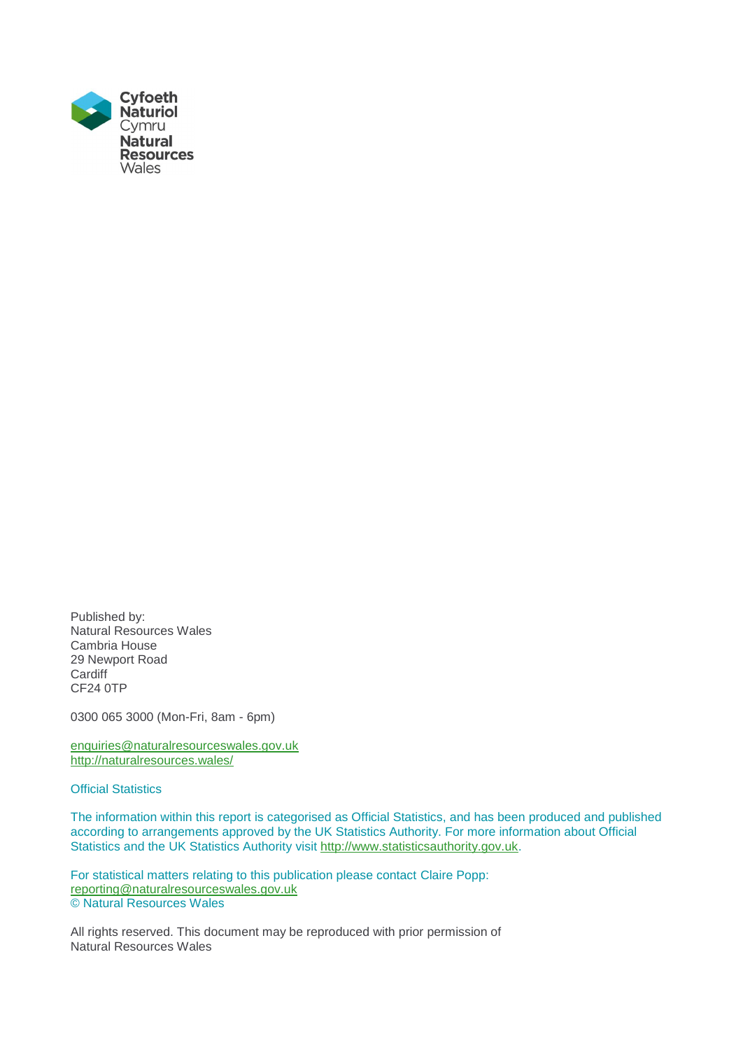Cyfoeth Naturiol Cymru
Natural Resources Wales

Published by:
Natural Resources Wales
Cambria House
29 Newport Road
Cardiff
CF24 0TP

0300 065 3000 (Mon-Fri, 8am - 6pm)

enquiries@naturalresourceswales.gov.uk
http://naturalresources.wales/

Official Statistics

The information within this report is categorised as Official Statistics, and has been produced and published according to arrangements approved by the UK Statistics Authority. For more information about Official Statistics and the UK Statistics Authority visit http://www.statisticsauthority.gov.uk.

For statistical matters relating to this publication please contact Claire Popp:
reporting@naturalresourceswales.gov.uk
© Natural Resources Wales

All rights reserved. This document may be reproduced with prior permission of Natural Resources Wales